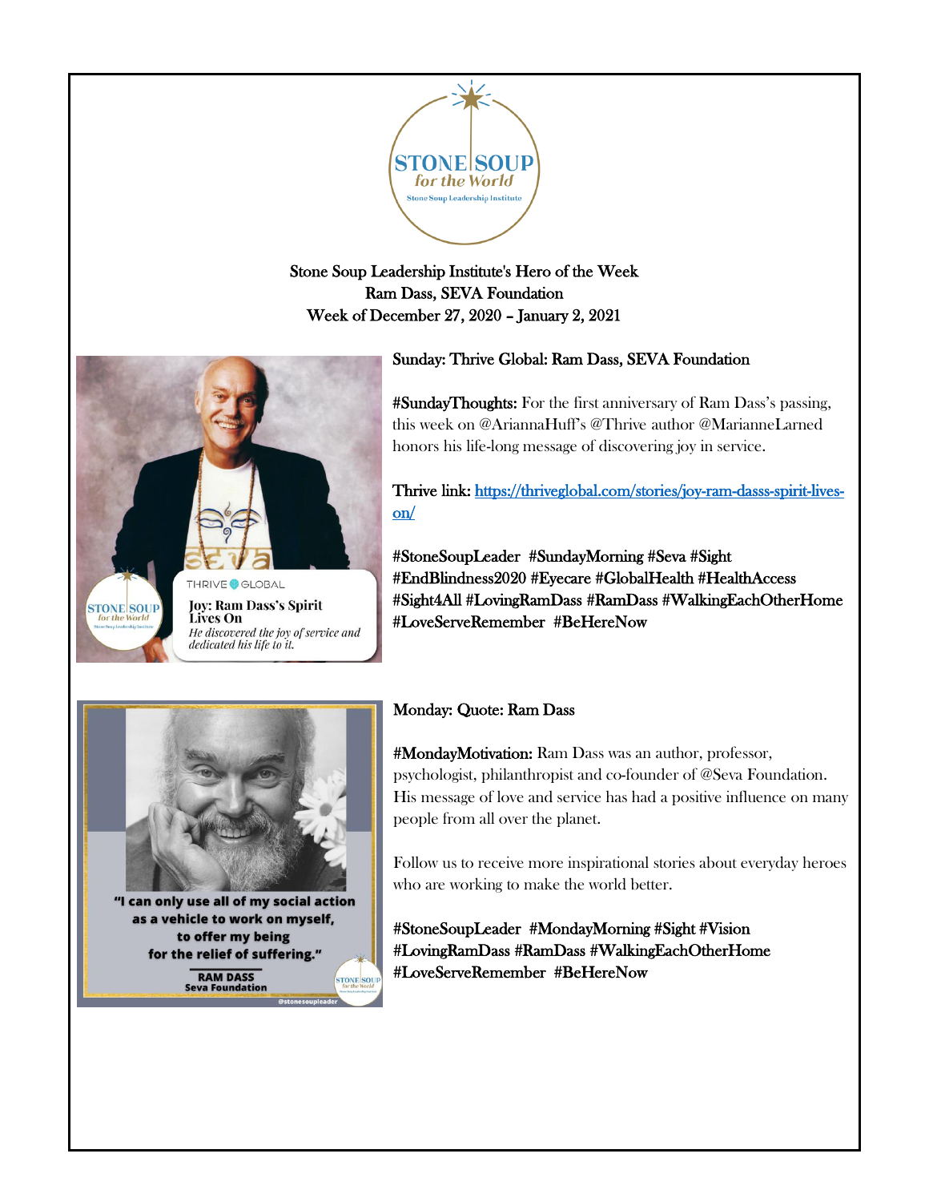**Stone Soup Leadership Institute's Hero of the Week**
**Ram Dass, SEVA Foundation**
**Week of December 27, 2020 – January 2, 2021**

**Sunday: Thrive Global: Ram Dass, SEVA Foundation**

**#SundayThoughts:** For the first anniversary of Ram Dass's passing, this week on @AriannaHuff's @Thrive author @MarianneLarned honors his life-long message of discovering joy in service.

**Thrive link:** https://thriveglobal.com/stories/joy-ram-dasss-spirit-lives-on/

#StoneSoupLeader #SundayMorning #Seva #Sight #EndBlindness2020 #Eyecare #GlobalHealth #HealthAccess #Sight4All #LovingRamDass #RamDass #WalkingEachOtherHome #LoveServeRemember #BeHereNow

**Monday: Quote: Ram Dass**

**#MondayMotivation:** Ram Dass was an author, professor, psychologist, philanthropist and co-founder of @Seva Foundation. His message of love and service has had a positive influence on many people from all over the planet.

Follow us to receive more inspirational stories about everyday heroes who are working to make the world better.

#StoneSoupLeader #MondayMorning #Sight #Vision #LovingRamDass #RamDass #WalkingEachOtherHome #LoveServeRemember #BeHereNow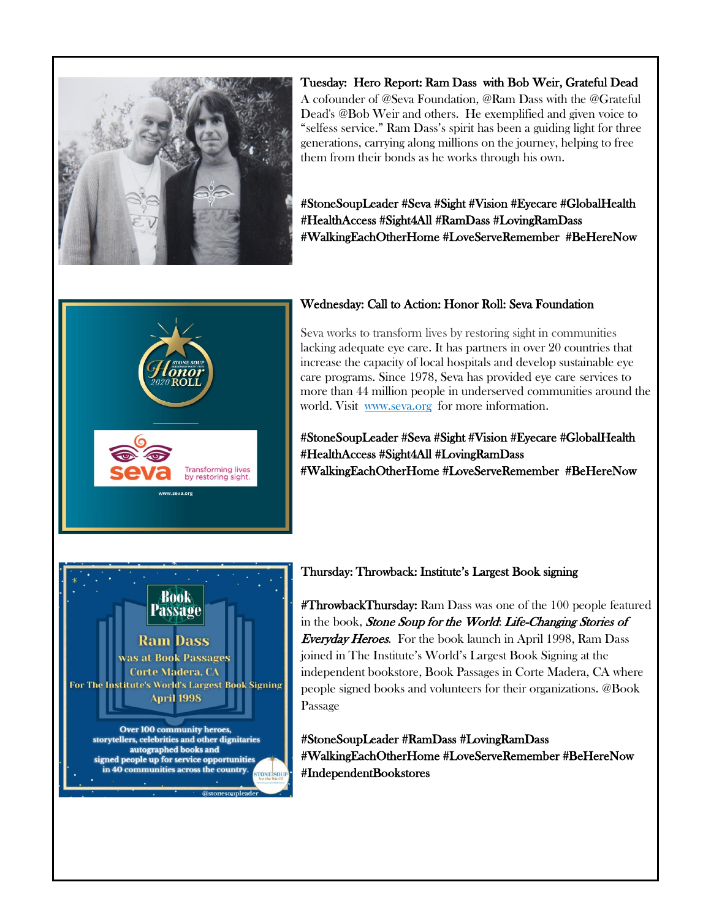**Tuesday: Hero Report: Ram Dass with Bob Weir, Grateful Dead**

A cofounder of @Seva Foundation, @Ram Dass with the @Grateful Dead's @Bob Weir and others. He exemplified and given voice to "selfess service." Ram Dass's spirit has been a guiding light for three generations, carrying along millions on the journey, helping to free them from their bonds as he works through his own.

**#StoneSoupLeader #Seva #Sight #Vision #Eyecare #GlobalHealth #HealthAccess #Sight4All #RamDass #LovingRamDass #WalkingEachOtherHome #LoveServeRemember #BeHereNow**

**Wednesday: Call to Action: Honor Roll: Seva Foundation**

Seva works to transform lives by restoring sight in communities lacking adequate eye care. It has partners in over 20 countries that increase the capacity of local hospitals and develop sustainable eye care programs. Since 1978, Seva has provided eye care services to more than 44 million people in underserved communities around the world. Visit [www.seva.org](www.seva.org) for more information.

**#StoneSoupLeader #Seva #Sight #Vision #Eyecare #GlobalHealth #HealthAccess #Sight4All #LovingRamDass #WalkingEachOtherHome #LoveServeRemember #BeHereNow**

**Thursday: Throwback: Institute's Largest Book signing**

**#ThrowbackThursday:** Ram Dass was one of the 100 people featured in the book, ***Stone Soup for the World: Life-Changing Stories of Everyday Heroes***. For the book launch in April 1998, Ram Dass joined in The Institute's World's Largest Book Signing at the independent bookstore, Book Passages in Corte Madera, CA where people signed books and volunteers for their organizations. @Book Passage

**#StoneSoupLeader #RamDass #LovingRamDass #WalkingEachOtherHome #LoveServeRemember #BeHereNow #IndependentBookstores**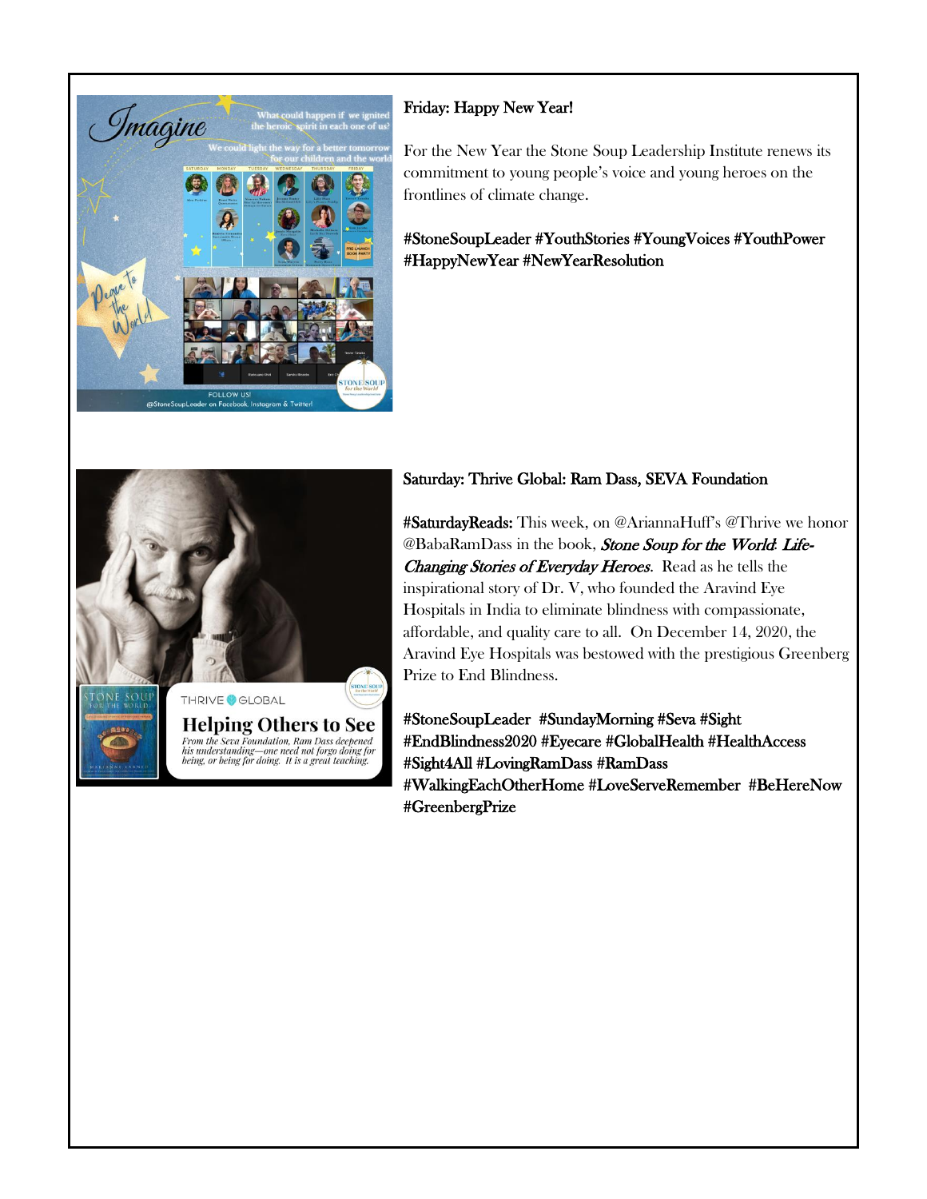**Friday: Happy New Year!**

For the New Year the Stone Soup Leadership Institute renews its commitment to young people's voice and young heroes on the frontlines of climate change.

**#StoneSoupLeader #YouthStories #YoungVoices #YouthPower #HappyNewYear #NewYearResolution**

**Saturday: Thrive Global: Ram Dass, SEVA Foundation**

**#SaturdayReads:** This week, on @AriannaHuff's @Thrive we honor @BabaRamDass in the book, ***Stone Soup for the World: Life-Changing Stories of Everyday Heroes***. Read as he tells the inspirational story of Dr. V, who founded the Aravind Eye Hospitals in India to eliminate blindness with compassionate, affordable, and quality care to all. On December 14, 2020, the Aravind Eye Hospitals was bestowed with the prestigious Greenberg Prize to End Blindness.

**#StoneSoupLeader #SundayMorning #Seva #Sight #EndBlindness2020 #Eyecare #GlobalHealth #HealthAccess #Sight4All #LovingRamDass #RamDass #WalkingEachOtherHome #LoveServeRemember #BeHereNow #GreenbergPrize**